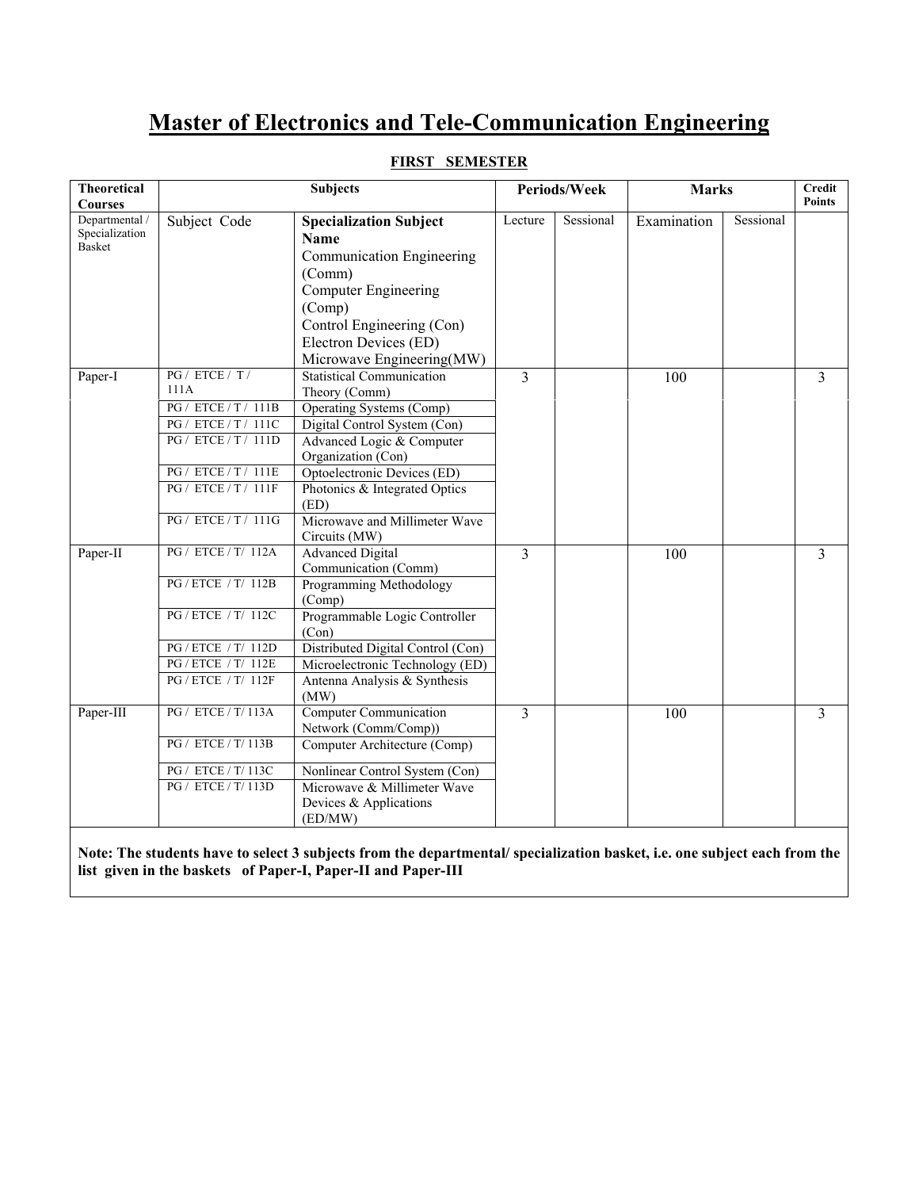# Master of Electronics and Tele-Communication Engineering

## FIRST SEMESTER

| Theoretical Courses | Subjects | | Periods/Week | | Marks | | Credit Points |
|---|---|---|---|---|---|---|---|
| Departmental / Specialization Basket | Subject Code | **Specialization Subject Name** Communication Engineering (Comm) Computer Engineering (Comp) Control Engineering (Con) Electron Devices (ED) Microwave Engineering(MW) | Lecture | Sessional | Examination | Sessional | |
| Paper-I | PG / ETCE / T / 111A | Statistical Communication Theory (Comm) | 3 | | 100 | | 3 |
| | PG / ETCE / T / 111B | Operating Systems (Comp) | | | | | |
| | PG / ETCE / T / 111C | Digital Control System (Con) | | | | | |
| | PG / ETCE / T / 111D | Advanced Logic & Computer Organization (Con) | | | | | |
| | PG / ETCE / T / 111E | Optoelectronic Devices (ED) | | | | | |
| | PG / ETCE / T / 111F | Photonics & Integrated Optics (ED) | | | | | |
| | PG / ETCE / T / 111G | Microwave and Millimeter Wave Circuits (MW) | | | | | |
| Paper-II | PG / ETCE / T/ 112A | Advanced Digital Communication (Comm) | 3 | | 100 | | 3 |
| | PG / ETCE / T/ 112B | Programming Methodology (Comp) | | | | | |
| | PG / ETCE / T/ 112C | Programmable Logic Controller (Con) | | | | | |
| | PG / ETCE / T/ 112D | Distributed Digital Control (Con) | | | | | |
| | PG / ETCE / T/ 112E | Microelectronic Technology (ED) | | | | | |
| | PG / ETCE / T/ 112F | Antenna Analysis & Synthesis (MW) | | | | | |
| Paper-III | PG / ETCE / T/ 113A | Computer Communication Network (Comm/Comp)) | 3 | | 100 | | 3 |
| | PG / ETCE / T/ 113B | Computer Architecture (Comp) | | | | | |
| | PG / ETCE / T/ 113C | Nonlinear Control System (Con) | | | | | |
| | PG / ETCE / T/ 113D | Microwave & Millimeter Wave Devices & Applications (ED/MW) | | | | | |

**Note: The students have to select 3 subjects from the departmental/ specialization basket, i.e. one subject each from the list given in the baskets of Paper-I, Paper-II and Paper-III**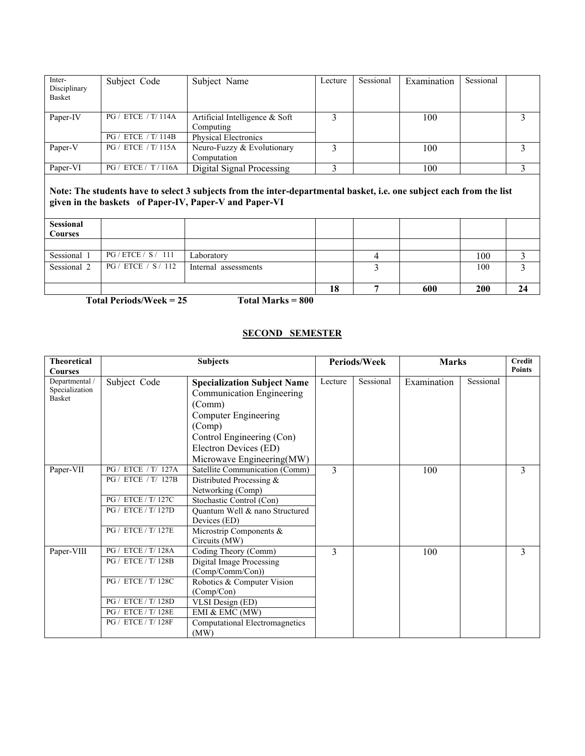| Inter-Disciplinary Basket | Subject Code | Subject Name | Lecture | Sessional | Examination | Sessional | |
|---|---|---|---|---|---|---|---|
| Paper-IV | PG / ETCE / T/ 114A | Artificial Intelligence & Soft Computing | 3 | | 100 | | 3 |
| | PG / ETCE / T/ 114B | Physical Electronics | | | | | |
| Paper-V | PG / ETCE / T/ 115A | Neuro-Fuzzy & Evolutionary Computation | 3 | | 100 | | 3 |
| Paper-VI | PG / ETCE / T / 116A | Digital Signal Processing | 3 | | 100 | | 3 |

**Note: The students have to select 3 subjects from the inter-departmental basket, i.e. one subject each from the list given in the baskets of Paper-IV, Paper-V and Paper-VI**

| Sessional Courses | | | | | | | |
|---|---|---|---|---|---|---|---|
| | | | | | | | |
| Sessional 1 | PG / ETCE / S / 111 | Laboratory | | 4 | | 100 | 3 |
| Sessional 2 | PG / ETCE / S / 112 | Internal assessments | | 3 | | 100 | 3 |
| | | | **18** | **7** | **600** | **200** | **24** |

**Total Periods/Week = 25** **Total Marks = 800**

## SECOND SEMESTER

| Theoretical Courses | Subjects | | Periods/Week | | Marks | | Credit Points |
|---|---|---|---|---|---|---|---|
| Departmental / Specialization Basket | Subject Code | **Specialization Subject Name** Communication Engineering (Comm) Computer Engineering (Comp) Control Engineering (Con) Electron Devices (ED) Microwave Engineering(MW) | Lecture | Sessional | Examination | Sessional | |
| Paper-VII | PG / ETCE / T/ 127A | Satellite Communication (Comm) | 3 | | 100 | | 3 |
| | PG / ETCE / T/ 127B | Distributed Processing & Networking (Comp) | | | | | |
| | PG / ETCE / T/ 127C | Stochastic Control (Con) | | | | | |
| | PG / ETCE / T/ 127D | Quantum Well & nano Structured Devices (ED) | | | | | |
| | PG / ETCE / T/ 127E | Microstrip Components & Circuits (MW) | | | | | |
| Paper-VIII | PG / ETCE / T/ 128A | Coding Theory (Comm) | 3 | | 100 | | 3 |
| | PG / ETCE / T/ 128B | Digital Image Processing (Comp/Comm/Con)) | | | | | |
| | PG / ETCE / T/ 128C | Robotics & Computer Vision (Comp/Con) | | | | | |
| | PG / ETCE / T/ 128D | VLSI Design (ED) | | | | | |
| | PG / ETCE / T/ 128E | EMI & EMC (MW) | | | | | |
| | PG / ETCE / T/ 128F | Computational Electromagnetics (MW) | | | | | |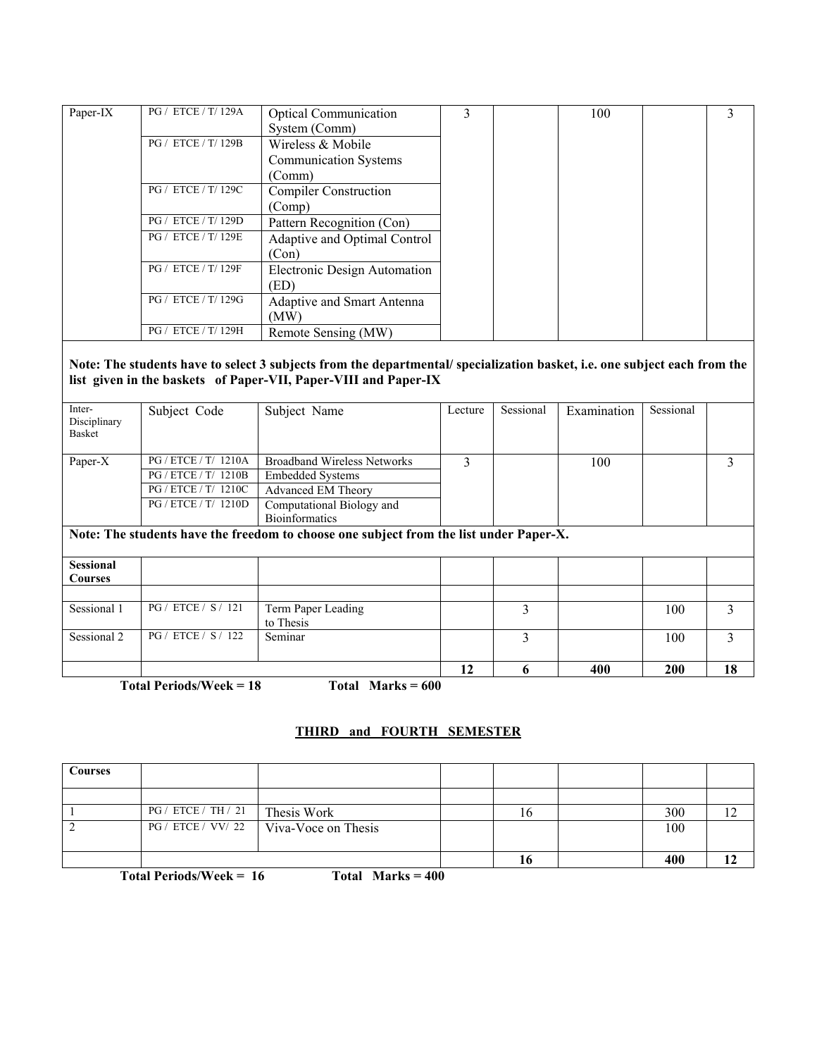| | | | | | | | |
|---|---|---|---|---|---|---|---|
| Paper-IX | PG / ETCE / T/ 129A | Optical Communication System (Comm) | 3 | | 100 | | 3 |
| | PG / ETCE / T/ 129B | Wireless & Mobile Communication Systems (Comm) | | | | | |
| | PG / ETCE / T/ 129C | Compiler Construction (Comp) | | | | | |
| | PG / ETCE / T/ 129D | Pattern Recognition (Con) | | | | | |
| | PG / ETCE / T/ 129E | Adaptive and Optimal Control (Con) | | | | | |
| | PG / ETCE / T/ 129F | Electronic Design Automation (ED) | | | | | |
| | PG / ETCE / T/ 129G | Adaptive and Smart Antenna (MW) | | | | | |
| | PG / ETCE / T/ 129H | Remote Sensing (MW) | | | | | |

**Note: The students have to select 3 subjects from the departmental/ specialization basket, i.e. one subject each from the list given in the baskets of Paper-VII, Paper-VIII and Paper-IX**

| Inter-Disciplinary Basket | Subject Code | Subject Name | Lecture | Sessional | Examination | Sessional | |
|---|---|---|---|---|---|---|---|
| Paper-X | PG / ETCE / T/ 1210A | Broadband Wireless Networks | 3 | | 100 | | 3 |
| | PG / ETCE / T/ 1210B | Embedded Systems | | | | | |
| | PG / ETCE / T/ 1210C | Advanced EM Theory | | | | | |
| | PG / ETCE / T/ 1210D | Computational Biology and Bioinformatics | | | | | |

**Note: The students have the freedom to choose one subject from the list under Paper-X.**

| | | | | | | | |
|---|---|---|---|---|---|---|---|
| **Sessional Courses** | | | | | | | |
| | | | | | | | |
| Sessional 1 | PG / ETCE / S / 121 | Term Paper Leading to Thesis | | 3 | | 100 | 3 |
| Sessional 2 | PG / ETCE / S / 122 | Seminar | | 3 | | 100 | 3 |
| | | | **12** | **6** | **400** | **200** | **18** |

**Total Periods/Week = 18** **Total Marks = 600**

## THIRD and FOURTH SEMESTER

| | | | | | | | |
|---|---|---|---|---|---|---|---|
| **Courses** | | | | | | | |
| | | | | | | | |
| 1 | PG / ETCE / TH / 21 | Thesis Work | | 16 | | 300 | 12 |
| 2 | PG / ETCE / VV/ 22 | Viva-Voce on Thesis | | | | 100 | |
| | | | | **16** | | **400** | **12** |

**Total Periods/Week = 16** **Total Marks = 400**